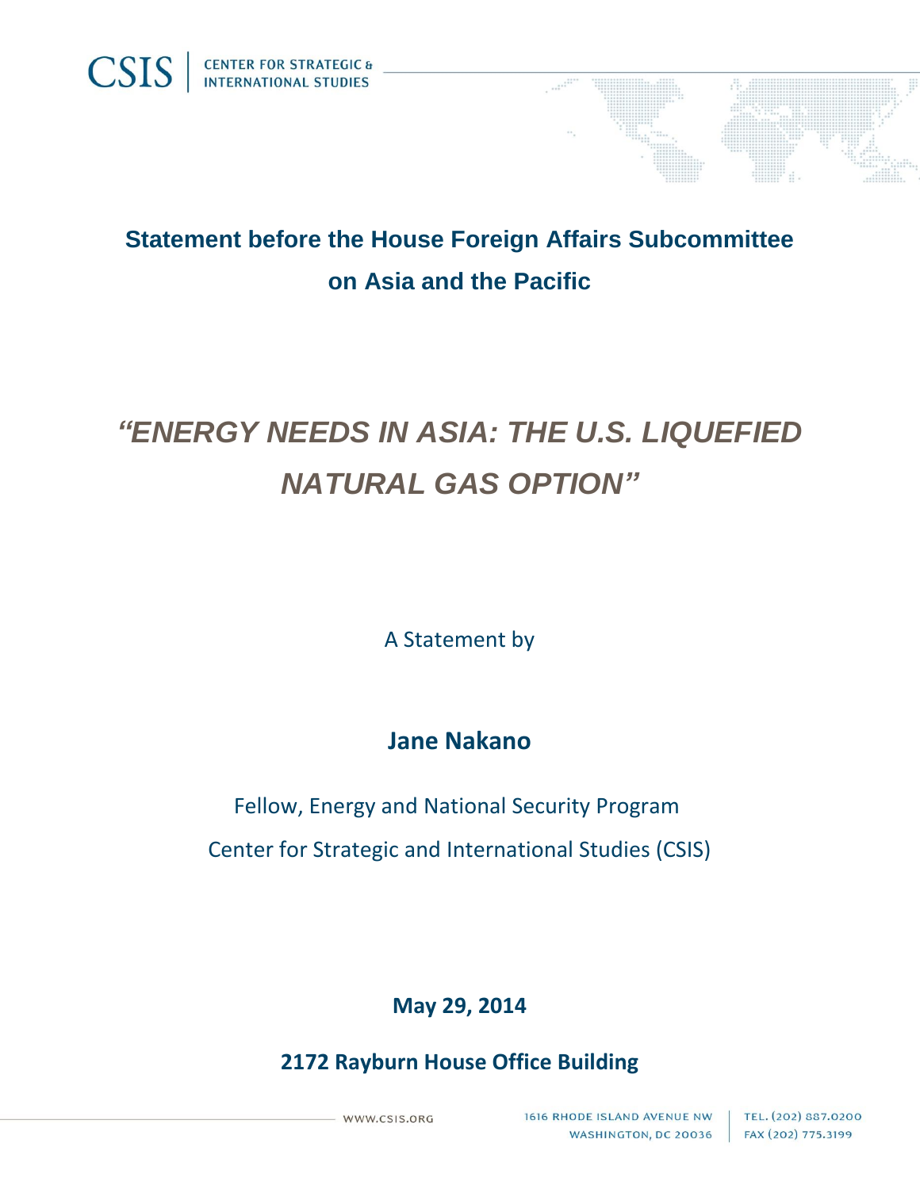CSIS | CENTER FOR STRATEGIC & INTERNATIONAL STUDIES

## Statement before the House Foreign Affairs Subcommittee on Asia and the Pacific

# *"ENERGY NEEDS IN ASIA: THE U.S. LIQUEFIED NATURAL GAS OPTION"*

A Statement by

**Jane Nakano**

Fellow, Energy and National Security Program

Center for Strategic and International Studies (CSIS)

**May 29, 2014**

**2172 Rayburn House Office Building**

WWW.CSIS.ORG

1616 RHODE ISLAND AVENUE NW
WASHINGTON, DC 20036

TEL. (202) 887.0200
FAX (202) 775.3199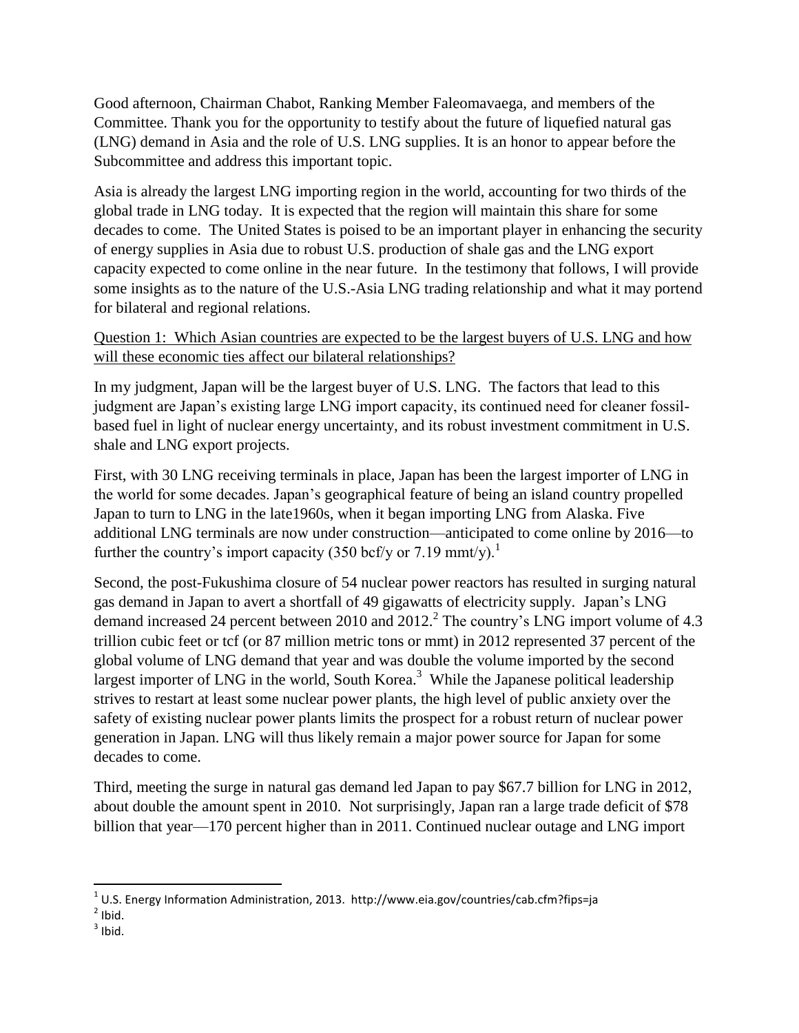Good afternoon, Chairman Chabot, Ranking Member Faleomavaega, and members of the Committee. Thank you for the opportunity to testify about the future of liquefied natural gas (LNG) demand in Asia and the role of U.S. LNG supplies. It is an honor to appear before the Subcommittee and address this important topic.

Asia is already the largest LNG importing region in the world, accounting for two thirds of the global trade in LNG today. It is expected that the region will maintain this share for some decades to come. The United States is poised to be an important player in enhancing the security of energy supplies in Asia due to robust U.S. production of shale gas and the LNG export capacity expected to come online in the near future. In the testimony that follows, I will provide some insights as to the nature of the U.S.-Asia LNG trading relationship and what it may portend for bilateral and regional relations.

Question 1: Which Asian countries are expected to be the largest buyers of U.S. LNG and how will these economic ties affect our bilateral relationships?

In my judgment, Japan will be the largest buyer of U.S. LNG. The factors that lead to this judgment are Japan's existing large LNG import capacity, its continued need for cleaner fossil-based fuel in light of nuclear energy uncertainty, and its robust investment commitment in U.S. shale and LNG export projects.

First, with 30 LNG receiving terminals in place, Japan has been the largest importer of LNG in the world for some decades. Japan's geographical feature of being an island country propelled Japan to turn to LNG in the late1960s, when it began importing LNG from Alaska. Five additional LNG terminals are now under construction—anticipated to come online by 2016—to further the country's import capacity (350 bcf/y or 7.19 mmt/y).[1]

Second, the post-Fukushima closure of 54 nuclear power reactors has resulted in surging natural gas demand in Japan to avert a shortfall of 49 gigawatts of electricity supply. Japan's LNG demand increased 24 percent between 2010 and 2012.[2] The country's LNG import volume of 4.3 trillion cubic feet or tcf (or 87 million metric tons or mmt) in 2012 represented 37 percent of the global volume of LNG demand that year and was double the volume imported by the second largest importer of LNG in the world, South Korea.[3] While the Japanese political leadership strives to restart at least some nuclear power plants, the high level of public anxiety over the safety of existing nuclear power plants limits the prospect for a robust return of nuclear power generation in Japan. LNG will thus likely remain a major power source for Japan for some decades to come.

Third, meeting the surge in natural gas demand led Japan to pay $67.7 billion for LNG in 2012, about double the amount spent in 2010. Not surprisingly, Japan ran a large trade deficit of $78 billion that year—170 percent higher than in 2011. Continued nuclear outage and LNG import

---

[1] U.S. Energy Information Administration, 2013. http://www.eia.gov/countries/cab.cfm?fips=ja

[2] Ibid.

[3] Ibid.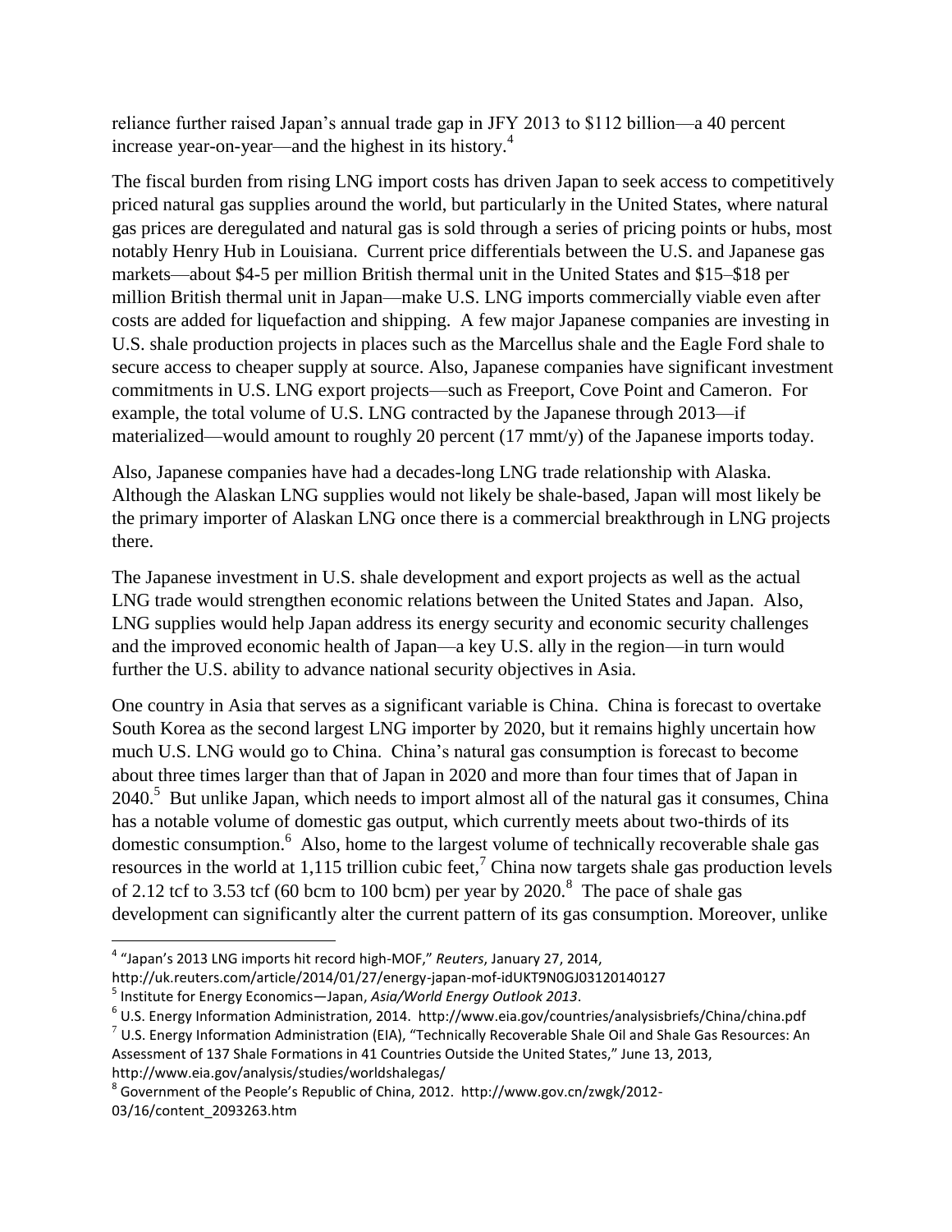reliance further raised Japan's annual trade gap in JFY 2013 to $112 billion—a 40 percent increase year-on-year—and the highest in its history.[4]

The fiscal burden from rising LNG import costs has driven Japan to seek access to competitively priced natural gas supplies around the world, but particularly in the United States, where natural gas prices are deregulated and natural gas is sold through a series of pricing points or hubs, most notably Henry Hub in Louisiana. Current price differentials between the U.S. and Japanese gas markets—about $4-5 per million British thermal unit in the United States and $15–$18 per million British thermal unit in Japan—make U.S. LNG imports commercially viable even after costs are added for liquefaction and shipping. A few major Japanese companies are investing in U.S. shale production projects in places such as the Marcellus shale and the Eagle Ford shale to secure access to cheaper supply at source. Also, Japanese companies have significant investment commitments in U.S. LNG export projects—such as Freeport, Cove Point and Cameron. For example, the total volume of U.S. LNG contracted by the Japanese through 2013—if materialized—would amount to roughly 20 percent (17 mmt/y) of the Japanese imports today.

Also, Japanese companies have had a decades-long LNG trade relationship with Alaska. Although the Alaskan LNG supplies would not likely be shale-based, Japan will most likely be the primary importer of Alaskan LNG once there is a commercial breakthrough in LNG projects there.

The Japanese investment in U.S. shale development and export projects as well as the actual LNG trade would strengthen economic relations between the United States and Japan. Also, LNG supplies would help Japan address its energy security and economic security challenges and the improved economic health of Japan—a key U.S. ally in the region—in turn would further the U.S. ability to advance national security objectives in Asia.

One country in Asia that serves as a significant variable is China. China is forecast to overtake South Korea as the second largest LNG importer by 2020, but it remains highly uncertain how much U.S. LNG would go to China. China's natural gas consumption is forecast to become about three times larger than that of Japan in 2020 and more than four times that of Japan in 2040.[5] But unlike Japan, which needs to import almost all of the natural gas it consumes, China has a notable volume of domestic gas output, which currently meets about two-thirds of its domestic consumption.[6] Also, home to the largest volume of technically recoverable shale gas resources in the world at 1,115 trillion cubic feet,[7] China now targets shale gas production levels of 2.12 tcf to 3.53 tcf (60 bcm to 100 bcm) per year by 2020.[8] The pace of shale gas development can significantly alter the current pattern of its gas consumption. Moreover, unlike

---

[4] "Japan's 2013 LNG imports hit record high-MOF," *Reuters*, January 27, 2014, http://uk.reuters.com/article/2014/01/27/energy-japan-mof-idUKT9N0GJ03120140127

[5] Institute for Energy Economics—Japan, *Asia/World Energy Outlook 2013*.

[6] U.S. Energy Information Administration, 2014. http://www.eia.gov/countries/analysisbriefs/China/china.pdf

[7] U.S. Energy Information Administration (EIA), "Technically Recoverable Shale Oil and Shale Gas Resources: An Assessment of 137 Shale Formations in 41 Countries Outside the United States," June 13, 2013, http://www.eia.gov/analysis/studies/worldshalegas/

[8] Government of the People's Republic of China, 2012. http://www.gov.cn/zwgk/2012-03/16/content_2093263.htm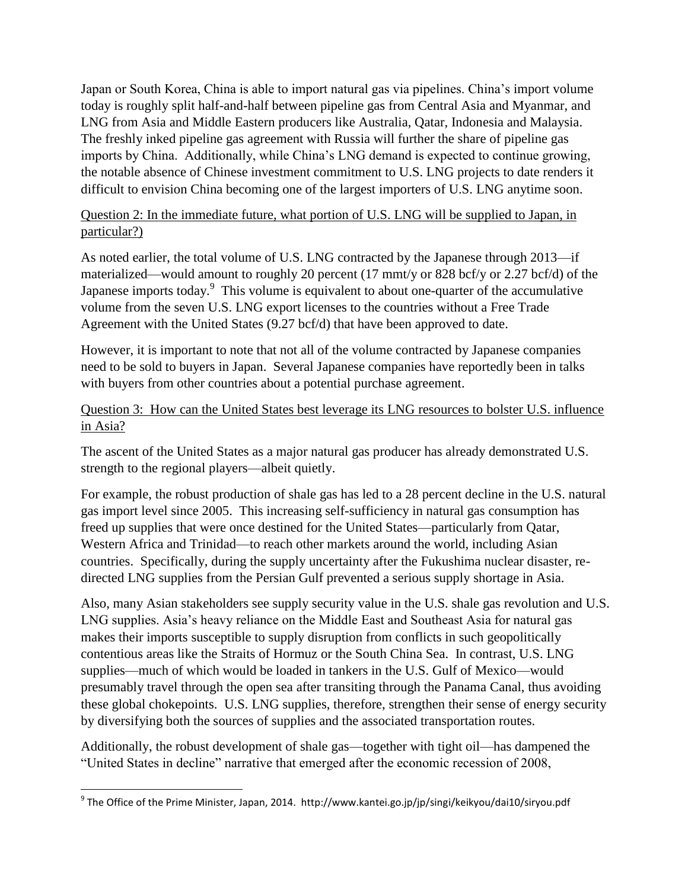Japan or South Korea, China is able to import natural gas via pipelines. China's import volume today is roughly split half-and-half between pipeline gas from Central Asia and Myanmar, and LNG from Asia and Middle Eastern producers like Australia, Qatar, Indonesia and Malaysia. The freshly inked pipeline gas agreement with Russia will further the share of pipeline gas imports by China. Additionally, while China's LNG demand is expected to continue growing, the notable absence of Chinese investment commitment to U.S. LNG projects to date renders it difficult to envision China becoming one of the largest importers of U.S. LNG anytime soon.

Question 2: In the immediate future, what portion of U.S. LNG will be supplied to Japan, in particular?)

As noted earlier, the total volume of U.S. LNG contracted by the Japanese through 2013—if materialized—would amount to roughly 20 percent (17 mmt/y or 828 bcf/y or 2.27 bcf/d) of the Japanese imports today.[9] This volume is equivalent to about one-quarter of the accumulative volume from the seven U.S. LNG export licenses to the countries without a Free Trade Agreement with the United States (9.27 bcf/d) that have been approved to date.

However, it is important to note that not all of the volume contracted by Japanese companies need to be sold to buyers in Japan. Several Japanese companies have reportedly been in talks with buyers from other countries about a potential purchase agreement.

Question 3: How can the United States best leverage its LNG resources to bolster U.S. influence in Asia?

The ascent of the United States as a major natural gas producer has already demonstrated U.S. strength to the regional players—albeit quietly.

For example, the robust production of shale gas has led to a 28 percent decline in the U.S. natural gas import level since 2005. This increasing self-sufficiency in natural gas consumption has freed up supplies that were once destined for the United States—particularly from Qatar, Western Africa and Trinidad—to reach other markets around the world, including Asian countries. Specifically, during the supply uncertainty after the Fukushima nuclear disaster, re-directed LNG supplies from the Persian Gulf prevented a serious supply shortage in Asia.

Also, many Asian stakeholders see supply security value in the U.S. shale gas revolution and U.S. LNG supplies. Asia's heavy reliance on the Middle East and Southeast Asia for natural gas makes their imports susceptible to supply disruption from conflicts in such geopolitically contentious areas like the Straits of Hormuz or the South China Sea. In contrast, U.S. LNG supplies—much of which would be loaded in tankers in the U.S. Gulf of Mexico—would presumably travel through the open sea after transiting through the Panama Canal, thus avoiding these global chokepoints. U.S. LNG supplies, therefore, strengthen their sense of energy security by diversifying both the sources of supplies and the associated transportation routes.

Additionally, the robust development of shale gas—together with tight oil—has dampened the "United States in decline" narrative that emerged after the economic recession of 2008,

[9] The Office of the Prime Minister, Japan, 2014. http://www.kantei.go.jp/jp/singi/keikyou/dai10/siryou.pdf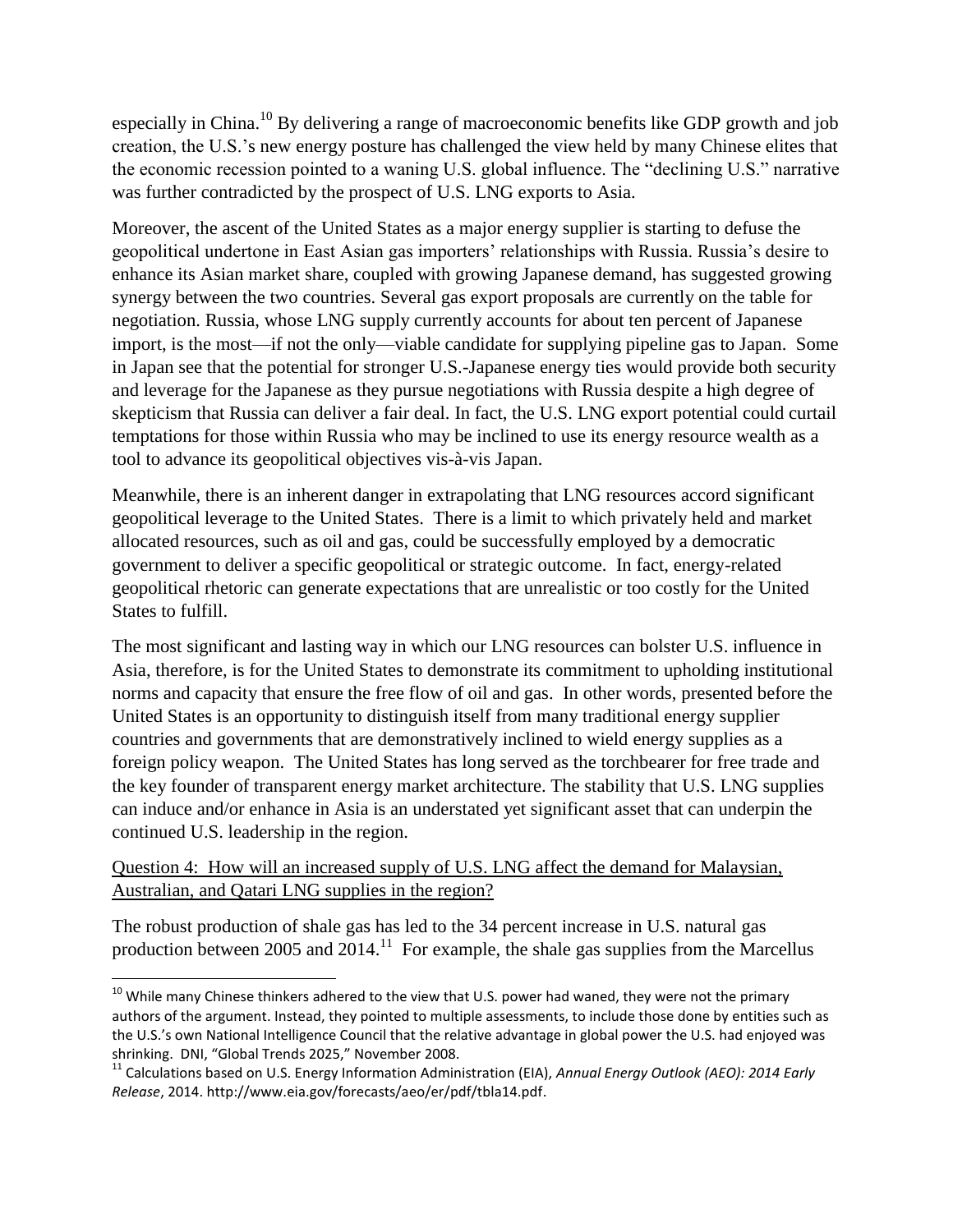especially in China.[10] By delivering a range of macroeconomic benefits like GDP growth and job creation, the U.S.'s new energy posture has challenged the view held by many Chinese elites that the economic recession pointed to a waning U.S. global influence. The "declining U.S." narrative was further contradicted by the prospect of U.S. LNG exports to Asia.

Moreover, the ascent of the United States as a major energy supplier is starting to defuse the geopolitical undertone in East Asian gas importers' relationships with Russia. Russia's desire to enhance its Asian market share, coupled with growing Japanese demand, has suggested growing synergy between the two countries. Several gas export proposals are currently on the table for negotiation. Russia, whose LNG supply currently accounts for about ten percent of Japanese import, is the most—if not the only—viable candidate for supplying pipeline gas to Japan. Some in Japan see that the potential for stronger U.S.-Japanese energy ties would provide both security and leverage for the Japanese as they pursue negotiations with Russia despite a high degree of skepticism that Russia can deliver a fair deal. In fact, the U.S. LNG export potential could curtail temptations for those within Russia who may be inclined to use its energy resource wealth as a tool to advance its geopolitical objectives vis-à-vis Japan.

Meanwhile, there is an inherent danger in extrapolating that LNG resources accord significant geopolitical leverage to the United States. There is a limit to which privately held and market allocated resources, such as oil and gas, could be successfully employed by a democratic government to deliver a specific geopolitical or strategic outcome. In fact, energy-related geopolitical rhetoric can generate expectations that are unrealistic or too costly for the United States to fulfill.

The most significant and lasting way in which our LNG resources can bolster U.S. influence in Asia, therefore, is for the United States to demonstrate its commitment to upholding institutional norms and capacity that ensure the free flow of oil and gas. In other words, presented before the United States is an opportunity to distinguish itself from many traditional energy supplier countries and governments that are demonstratively inclined to wield energy supplies as a foreign policy weapon. The United States has long served as the torchbearer for free trade and the key founder of transparent energy market architecture. The stability that U.S. LNG supplies can induce and/or enhance in Asia is an understated yet significant asset that can underpin the continued U.S. leadership in the region.

Question 4: How will an increased supply of U.S. LNG affect the demand for Malaysian, Australian, and Qatari LNG supplies in the region?

The robust production of shale gas has led to the 34 percent increase in U.S. natural gas production between 2005 and 2014.[11] For example, the shale gas supplies from the Marcellus

---

[10] While many Chinese thinkers adhered to the view that U.S. power had waned, they were not the primary authors of the argument. Instead, they pointed to multiple assessments, to include those done by entities such as the U.S.'s own National Intelligence Council that the relative advantage in global power the U.S. had enjoyed was shrinking. DNI, "Global Trends 2025," November 2008.

[11] Calculations based on U.S. Energy Information Administration (EIA), *Annual Energy Outlook (AEO): 2014 Early Release*, 2014. http://www.eia.gov/forecasts/aeo/er/pdf/tbla14.pdf.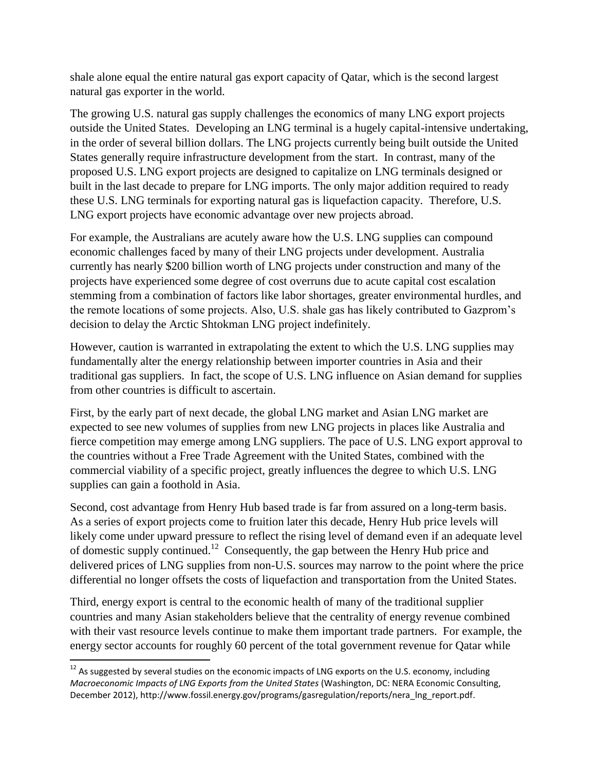shale alone equal the entire natural gas export capacity of Qatar, which is the second largest natural gas exporter in the world.

The growing U.S. natural gas supply challenges the economics of many LNG export projects outside the United States. Developing an LNG terminal is a hugely capital-intensive undertaking, in the order of several billion dollars. The LNG projects currently being built outside the United States generally require infrastructure development from the start. In contrast, many of the proposed U.S. LNG export projects are designed to capitalize on LNG terminals designed or built in the last decade to prepare for LNG imports. The only major addition required to ready these U.S. LNG terminals for exporting natural gas is liquefaction capacity. Therefore, U.S. LNG export projects have economic advantage over new projects abroad.

For example, the Australians are acutely aware how the U.S. LNG supplies can compound economic challenges faced by many of their LNG projects under development. Australia currently has nearly $200 billion worth of LNG projects under construction and many of the projects have experienced some degree of cost overruns due to acute capital cost escalation stemming from a combination of factors like labor shortages, greater environmental hurdles, and the remote locations of some projects. Also, U.S. shale gas has likely contributed to Gazprom's decision to delay the Arctic Shtokman LNG project indefinitely.

However, caution is warranted in extrapolating the extent to which the U.S. LNG supplies may fundamentally alter the energy relationship between importer countries in Asia and their traditional gas suppliers. In fact, the scope of U.S. LNG influence on Asian demand for supplies from other countries is difficult to ascertain.

First, by the early part of next decade, the global LNG market and Asian LNG market are expected to see new volumes of supplies from new LNG projects in places like Australia and fierce competition may emerge among LNG suppliers. The pace of U.S. LNG export approval to the countries without a Free Trade Agreement with the United States, combined with the commercial viability of a specific project, greatly influences the degree to which U.S. LNG supplies can gain a foothold in Asia.

Second, cost advantage from Henry Hub based trade is far from assured on a long-term basis. As a series of export projects come to fruition later this decade, Henry Hub price levels will likely come under upward pressure to reflect the rising level of demand even if an adequate level of domestic supply continued.[12] Consequently, the gap between the Henry Hub price and delivered prices of LNG supplies from non-U.S. sources may narrow to the point where the price differential no longer offsets the costs of liquefaction and transportation from the United States.

Third, energy export is central to the economic health of many of the traditional supplier countries and many Asian stakeholders believe that the centrality of energy revenue combined with their vast resource levels continue to make them important trade partners. For example, the energy sector accounts for roughly 60 percent of the total government revenue for Qatar while

[12] As suggested by several studies on the economic impacts of LNG exports on the U.S. economy, including *Macroeconomic Impacts of LNG Exports from the United States* (Washington, DC: NERA Economic Consulting, December 2012), http://www.fossil.energy.gov/programs/gasregulation/reports/nera_lng_report.pdf.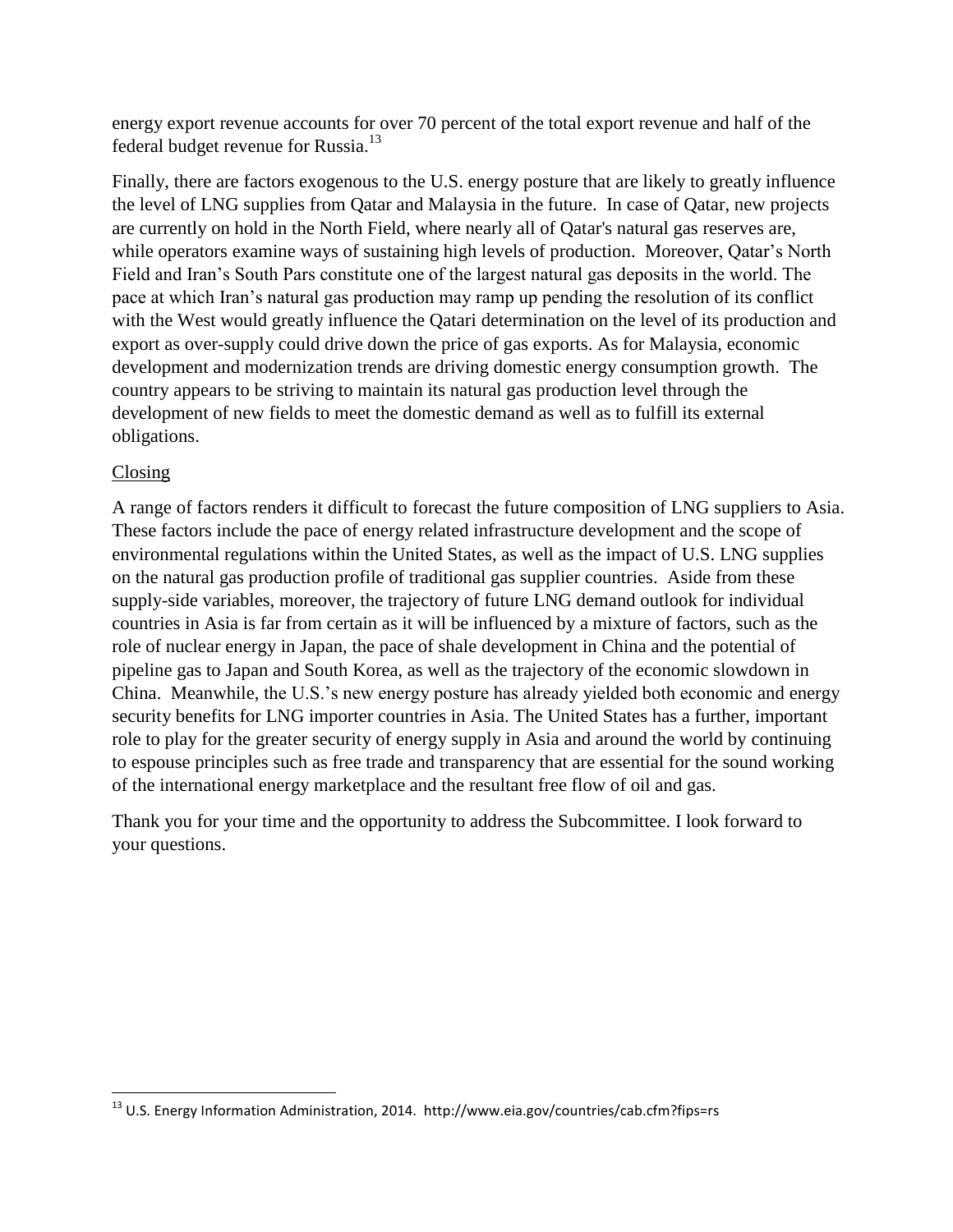energy export revenue accounts for over 70 percent of the total export revenue and half of the federal budget revenue for Russia.[13]

Finally, there are factors exogenous to the U.S. energy posture that are likely to greatly influence the level of LNG supplies from Qatar and Malaysia in the future. In case of Qatar, new projects are currently on hold in the North Field, where nearly all of Qatar's natural gas reserves are, while operators examine ways of sustaining high levels of production. Moreover, Qatar's North Field and Iran's South Pars constitute one of the largest natural gas deposits in the world. The pace at which Iran's natural gas production may ramp up pending the resolution of its conflict with the West would greatly influence the Qatari determination on the level of its production and export as over-supply could drive down the price of gas exports. As for Malaysia, economic development and modernization trends are driving domestic energy consumption growth. The country appears to be striving to maintain its natural gas production level through the development of new fields to meet the domestic demand as well as to fulfill its external obligations.

## Closing

A range of factors renders it difficult to forecast the future composition of LNG suppliers to Asia. These factors include the pace of energy related infrastructure development and the scope of environmental regulations within the United States, as well as the impact of U.S. LNG supplies on the natural gas production profile of traditional gas supplier countries. Aside from these supply-side variables, moreover, the trajectory of future LNG demand outlook for individual countries in Asia is far from certain as it will be influenced by a mixture of factors, such as the role of nuclear energy in Japan, the pace of shale development in China and the potential of pipeline gas to Japan and South Korea, as well as the trajectory of the economic slowdown in China. Meanwhile, the U.S.'s new energy posture has already yielded both economic and energy security benefits for LNG importer countries in Asia. The United States has a further, important role to play for the greater security of energy supply in Asia and around the world by continuing to espouse principles such as free trade and transparency that are essential for the sound working of the international energy marketplace and the resultant free flow of oil and gas.

Thank you for your time and the opportunity to address the Subcommittee. I look forward to your questions.

---

[13] U.S. Energy Information Administration, 2014. http://www.eia.gov/countries/cab.cfm?fips=rs